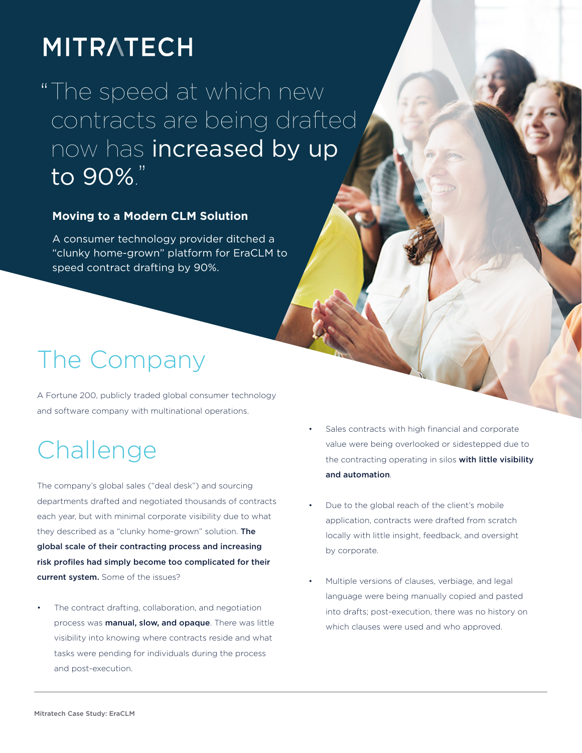# MITRATECH

"The speed at which new contracts are being drafted now has **increased by up to 90%**."

### Moving to a Modern CLM Solution

A consumer technology provider ditched a "clunky home-grown" platform for EraCLM to speed contract drafting by 90%.

## The Company

A Fortune 200, publicly traded global consumer technology and software company with multinational operations.

## Challenge

The company's global sales ("deal desk") and sourcing departments drafted and negotiated thousands of contracts each year, but with minimal corporate visibility due to what they described as a "clunky home-grown" solution. **The global scale of their contracting process and increasing risk profiles had simply become too complicated for their current system.** Some of the issues?

- The contract drafting, collaboration, and negotiation process was **manual, slow, and opaque**. There was little visibility into knowing where contracts reside and what tasks were pending for individuals during the process and post-execution.
- Sales contracts with high financial and corporate value were being overlooked or sidestepped due to the contracting operating in silos **with little visibility and automation**.
- Due to the global reach of the client's mobile application, contracts were drafted from scratch locally with little insight, feedback, and oversight by corporate.
- Multiple versions of clauses, verbiage, and legal language were being manually copied and pasted into drafts; post-execution, there was no history on which clauses were used and who approved.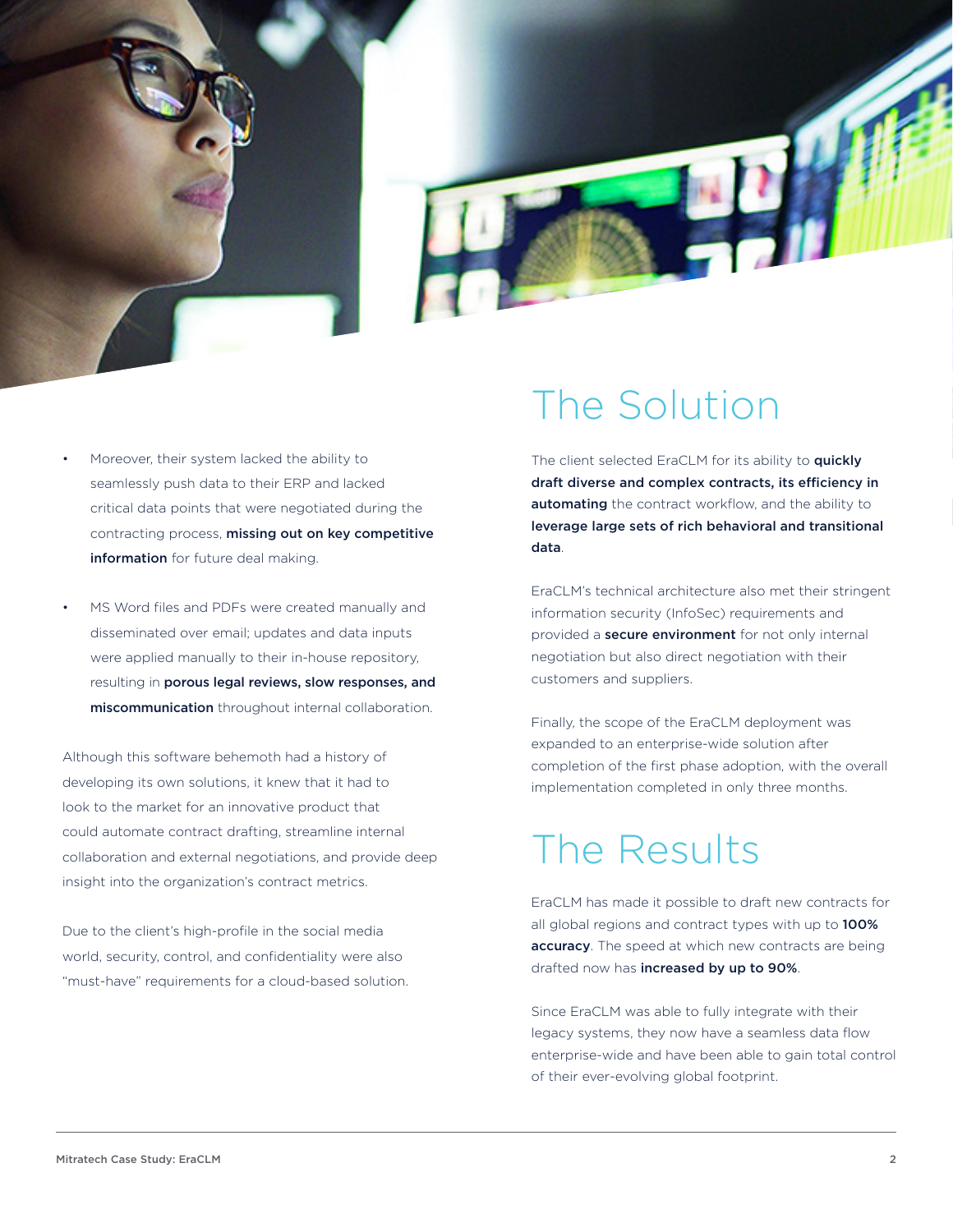- Moreover, their system lacked the ability to seamlessly push data to their ERP and lacked critical data points that were negotiated during the contracting process, **missing out on key competitive information** for future deal making.

- MS Word files and PDFs were created manually and disseminated over email; updates and data inputs were applied manually to their in-house repository, resulting in **porous legal reviews, slow responses, and miscommunication** throughout internal collaboration.

Although this software behemoth had a history of developing its own solutions, it knew that it had to look to the market for an innovative product that could automate contract drafting, streamline internal collaboration and external negotiations, and provide deep insight into the organization's contract metrics.

Due to the client's high-profile in the social media world, security, control, and confidentiality were also "must-have" requirements for a cloud-based solution.

# The Solution

The client selected EraCLM for its ability to **quickly draft diverse and complex contracts, its efficiency in automating** the contract workflow, and the ability to **leverage large sets of rich behavioral and transitional data**.

EraCLM's technical architecture also met their stringent information security (InfoSec) requirements and provided a **secure environment** for not only internal negotiation but also direct negotiation with their customers and suppliers.

Finally, the scope of the EraCLM deployment was expanded to an enterprise-wide solution after completion of the first phase adoption, with the overall implementation completed in only three months.

# The Results

EraCLM has made it possible to draft new contracts for all global regions and contract types with up to **100% accuracy**. The speed at which new contracts are being drafted now has **increased by up to 90%**.

Since EraCLM was able to fully integrate with their legacy systems, they now have a seamless data flow enterprise-wide and have been able to gain total control of their ever-evolving global footprint.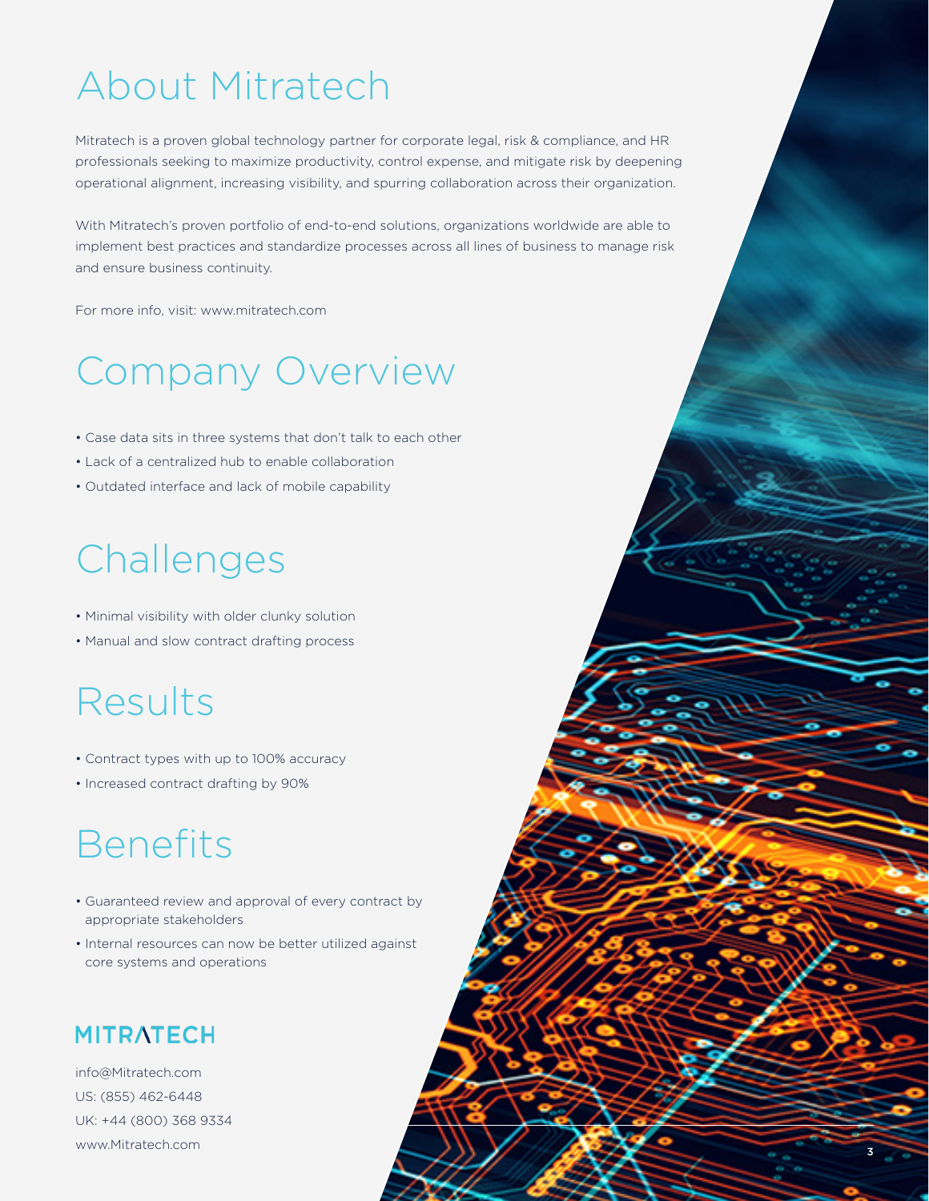# About Mitratech

Mitratech is a proven global technology partner for corporate legal, risk & compliance, and HR professionals seeking to maximize productivity, control expense, and mitigate risk by deepening operational alignment, increasing visibility, and spurring collaboration across their organization.

With Mitratech's proven portfolio of end-to-end solutions, organizations worldwide are able to implement best practices and standardize processes across all lines of business to manage risk and ensure business continuity.

For more info, visit: www.mitratech.com

# Company Overview

- Case data sits in three systems that don't talk to each other
- Lack of a centralized hub to enable collaboration
- Outdated interface and lack of mobile capability

# Challenges

- Minimal visibility with older clunky solution
- Manual and slow contract drafting process

# Results

- Contract types with up to 100% accuracy
- Increased contract drafting by 90%

# Benefits

- Guaranteed review and approval of every contract by appropriate stakeholders
- Internal resources can now be better utilized against core systems and operations

**MITRATECH**

info@Mitratech.com
US: (855) 462-6448
UK: +44 (800) 368 9334
www.Mitratech.com